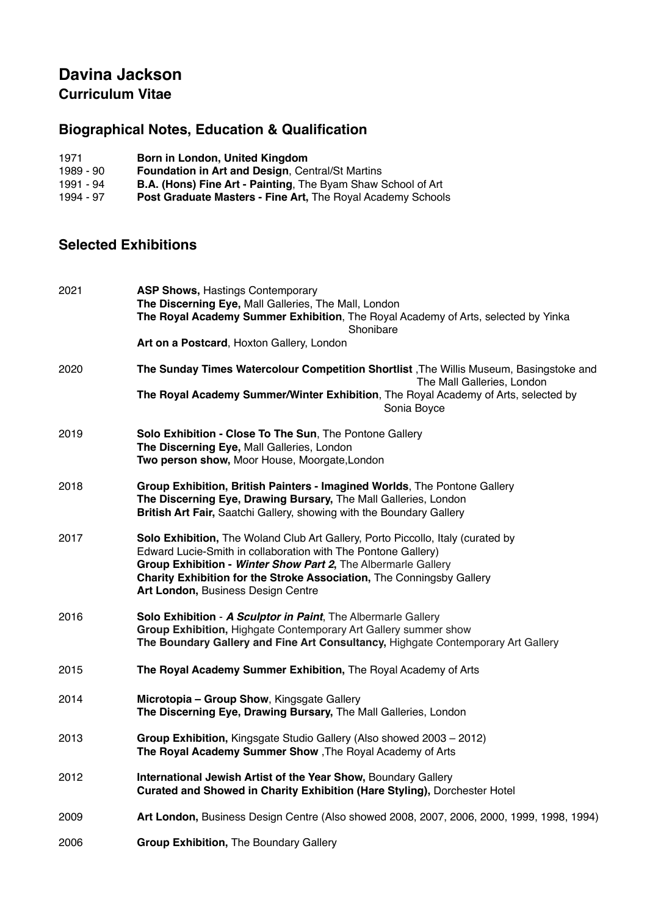# Davina Jackson

## Curriculum Vitae

## Biographical Notes, Education & Qualification

1971 **Born in London, United Kingdom**
1989 - 90 **Foundation in Art and Design**, Central/St Martins
1991 - 94 **B.A. (Hons) Fine Art - Painting**, The Byam Shaw School of Art
1994 - 97 **Post Graduate Masters - Fine Art,** The Royal Academy Schools

## Selected Exhibitions

**2021**
- **ASP Shows,** Hastings Contemporary
- **The Discerning Eye,** Mall Galleries, The Mall, London
- **The Royal Academy Summer Exhibition**, The Royal Academy of Arts, selected by Yinka Shonibare
- **Art on a Postcard**, Hoxton Gallery, London

**2020**
- **The Sunday Times Watercolour Competition Shortlist** ,The Willis Museum, Basingstoke and The Mall Galleries, London
- **The Royal Academy Summer/Winter Exhibition**, The Royal Academy of Arts, selected by Sonia Boyce

**2019**
- **Solo Exhibition - Close To The Sun**, The Pontone Gallery
- **The Discerning Eye,** Mall Galleries, London
- **Two person show,** Moor House, Moorgate,London

**2018**
- **Group Exhibition, British Painters - Imagined Worlds**, The Pontone Gallery
- **The Discerning Eye, Drawing Bursary,** The Mall Galleries, London
- **British Art Fair,** Saatchi Gallery, showing with the Boundary Gallery

**2017**
- **Solo Exhibition,** The Woland Club Art Gallery, Porto Piccollo, Italy (curated by Edward Lucie-Smith in collaboration with The Pontone Gallery)
- **Group Exhibition - *Winter Show Part 2*,** The Albermarle Gallery
- **Charity Exhibition for the Stroke Association,** The Conningsby Gallery
- **Art London,** Business Design Centre

**2016**
- **Solo Exhibition** - ***A Sculptor in Paint***, The Albermarle Gallery
- **Group Exhibition,** Highgate Contemporary Art Gallery summer show
- **The Boundary Gallery and Fine Art Consultancy,** Highgate Contemporary Art Gallery

**2015**
- **The Royal Academy Summer Exhibition,** The Royal Academy of Arts

**2014**
- **Microtopia – Group Show**, Kingsgate Gallery
- **The Discerning Eye, Drawing Bursary,** The Mall Galleries, London

**2013**
- **Group Exhibition,** Kingsgate Studio Gallery (Also showed 2003 – 2012)
- **The Royal Academy Summer Show** ,The Royal Academy of Arts

**2012**
- **International Jewish Artist of the Year Show,** Boundary Gallery
- **Curated and Showed in Charity Exhibition (Hare Styling),** Dorchester Hotel

**2009**
- **Art London,** Business Design Centre (Also showed 2008, 2007, 2006, 2000, 1999, 1998, 1994)

**2006**
- **Group Exhibition,** The Boundary Gallery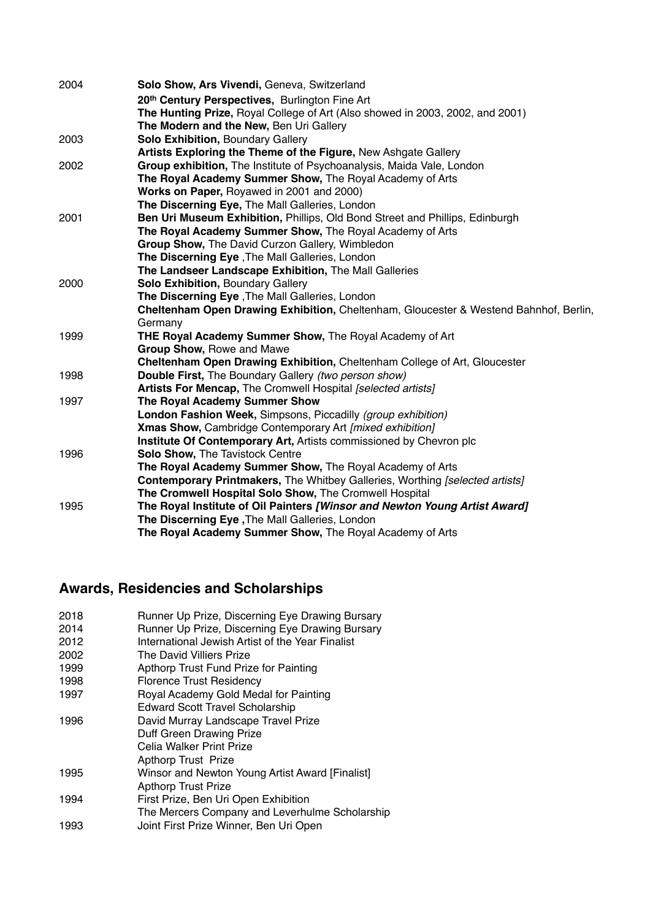| | |
|---|---|
| 2004 | **Solo Show, Ars Vivendi,** Geneva, Switzerland |
| | **20th Century Perspectives,** Burlington Fine Art |
| | **The Hunting Prize,** Royal College of Art (Also showed in 2003, 2002, and 2001) |
| | **The Modern and the New,** Ben Uri Gallery |
| 2003 | **Solo Exhibition,** Boundary Gallery |
| | **Artists Exploring the Theme of the Figure,** New Ashgate Gallery |
| 2002 | **Group exhibition,** The Institute of Psychoanalysis, Maida Vale, London |
| | **The Royal Academy Summer Show,** The Royal Academy of Arts |
| | **Works on Paper,** Royawed in 2001 and 2000) |
| | **The Discerning Eye,** The Mall Galleries, London |
| 2001 | **Ben Uri Museum Exhibition,** Phillips, Old Bond Street and Phillips, Edinburgh |
| | **The Royal Academy Summer Show,** The Royal Academy of Arts |
| | **Group Show,** The David Curzon Gallery, Wimbledon |
| | **The Discerning Eye** ,The Mall Galleries, London |
| | **The Landseer Landscape Exhibition,** The Mall Galleries |
| 2000 | **Solo Exhibition,** Boundary Gallery |
| | **The Discerning Eye** ,The Mall Galleries, London |
| | **Cheltenham Open Drawing Exhibition,** Cheltenham, Gloucester & Westend Bahnhof, Berlin, Germany |
| 1999 | **THE Royal Academy Summer Show,** The Royal Academy of Art |
| | **Group Show,** Rowe and Mawe |
| | **Cheltenham Open Drawing Exhibition,** Cheltenham College of Art, Gloucester |
| 1998 | **Double First,** The Boundary Gallery *(two person show)* |
| | **Artists For Mencap,** The Cromwell Hospital *[selected artists]* |
| 1997 | **The Royal Academy Summer Show** |
| | **London Fashion Week,** Simpsons, Piccadilly *(group exhibition)* |
| | **Xmas Show,** Cambridge Contemporary Art *[mixed exhibition]* |
| | **Institute Of Contemporary Art,** Artists commissioned by Chevron plc |
| 1996 | **Solo Show,** The Tavistock Centre |
| | **The Royal Academy Summer Show,** The Royal Academy of Arts |
| | **Contemporary Printmakers,** The Whitbey Galleries, Worthing *[selected artists]* |
| | **The Cromwell Hospital Solo Show,** The Cromwell Hospital |
| 1995 | **The Royal Institute of Oil Painters *[Winsor and Newton Young Artist Award]*** |
| | **The Discerning Eye ,**The Mall Galleries, London |
| | **The Royal Academy Summer Show,** The Royal Academy of Arts |

## Awards, Residencies and Scholarships

| | |
|---|---|
| 2018 | Runner Up Prize, Discerning Eye Drawing Bursary |
| 2014 | Runner Up Prize, Discerning Eye Drawing Bursary |
| 2012 | International Jewish Artist of the Year Finalist |
| 2002 | The David Villiers Prize |
| 1999 | Apthorp Trust Fund Prize for Painting |
| 1998 | Florence Trust Residency |
| 1997 | Royal Academy Gold Medal for Painting |
| | Edward Scott Travel Scholarship |
| 1996 | David Murray Landscape Travel Prize |
| | Duff Green Drawing Prize |
| | Celia Walker Print Prize |
| | Apthorp Trust Prize |
| 1995 | Winsor and Newton Young Artist Award [Finalist] |
| | Apthorp Trust Prize |
| 1994 | First Prize, Ben Uri Open Exhibition |
| | The Mercers Company and Leverhulme Scholarship |
| 1993 | Joint First Prize Winner, Ben Uri Open |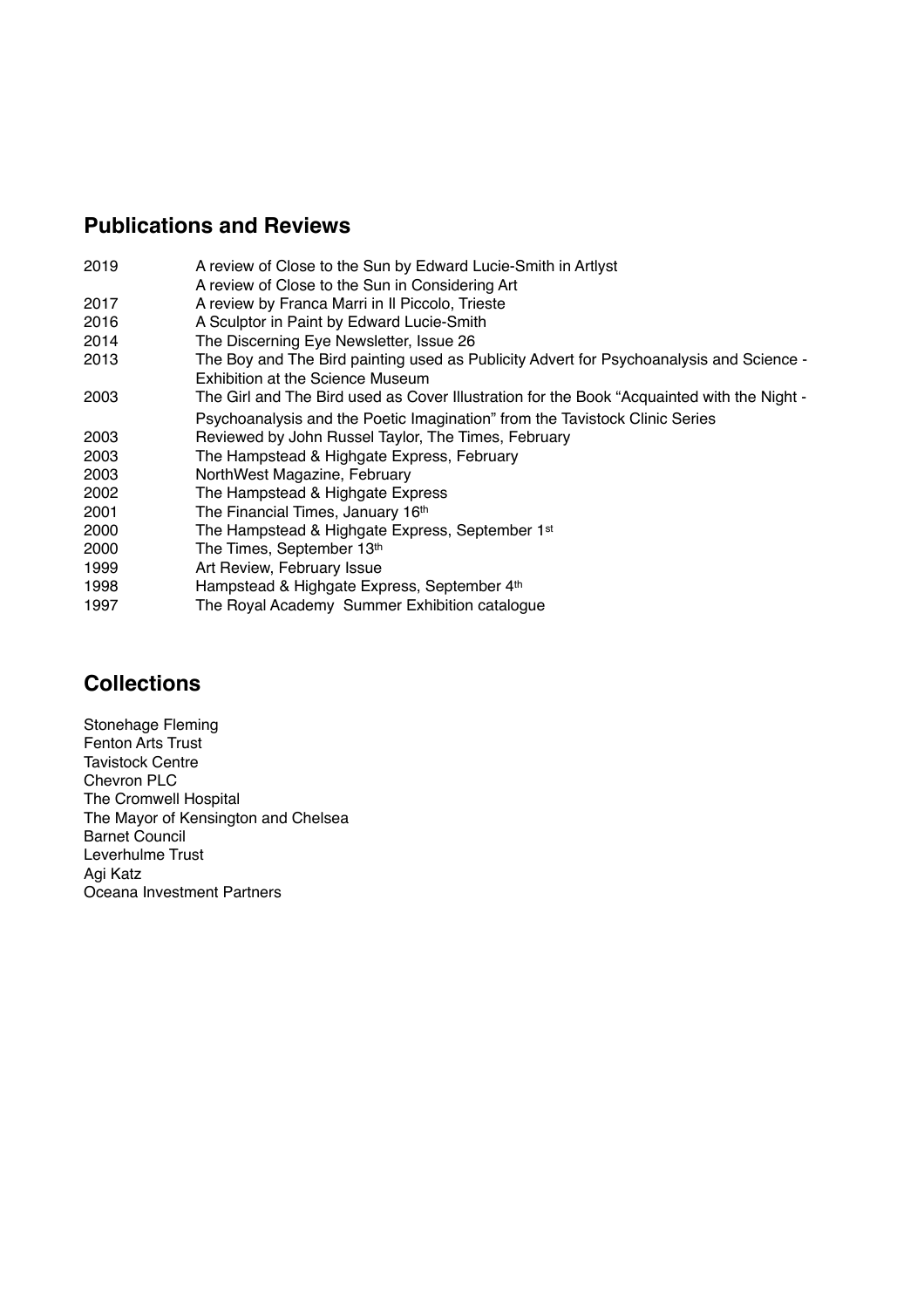## Publications and Reviews

| | |
|---|---|
| 2019 | A review of Close to the Sun by Edward Lucie-Smith in Artlyst |
| | A review of Close to the Sun in Considering Art |
| 2017 | A review by Franca Marri in Il Piccolo, Trieste |
| 2016 | A Sculptor in Paint by Edward Lucie-Smith |
| 2014 | The Discerning Eye Newsletter, Issue 26 |
| 2013 | The Boy and The Bird painting used as Publicity Advert for Psychoanalysis and Science - Exhibition at the Science Museum |
| 2003 | The Girl and The Bird used as Cover Illustration for the Book "Acquainted with the Night - Psychoanalysis and the Poetic Imagination" from the Tavistock Clinic Series |
| 2003 | Reviewed by John Russel Taylor, The Times, February |
| 2003 | The Hampstead & Highgate Express, February |
| 2003 | NorthWest Magazine, February |
| 2002 | The Hampstead & Highgate Express |
| 2001 | The Financial Times, January 16th |
| 2000 | The Hampstead & Highgate Express, September 1st |
| 2000 | The Times, September 13th |
| 1999 | Art Review, February Issue |
| 1998 | Hampstead & Highgate Express, September 4th |
| 1997 | The Royal Academy Summer Exhibition catalogue |

## Collections

Stonehage Fleming
Fenton Arts Trust
Tavistock Centre
Chevron PLC
The Cromwell Hospital
The Mayor of Kensington and Chelsea
Barnet Council
Leverhulme Trust
Agi Katz
Oceana Investment Partners